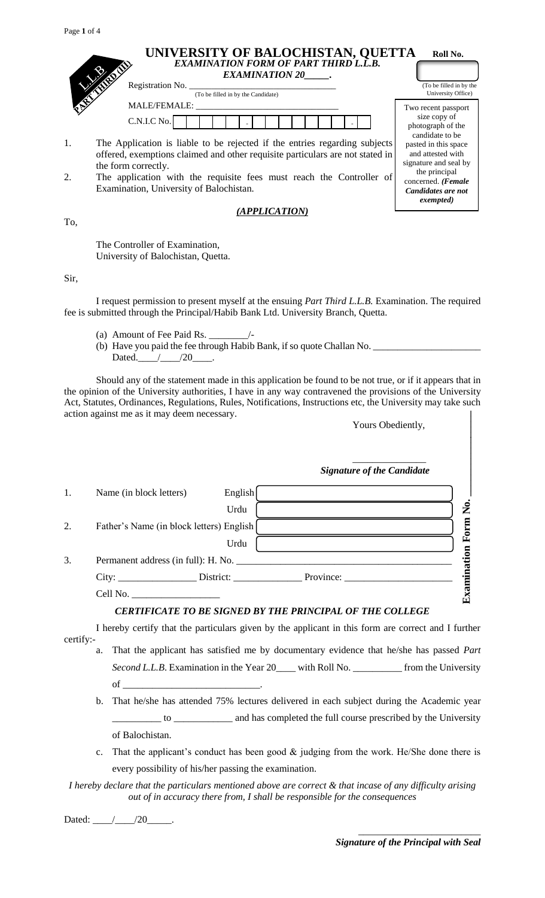# UNIVERSITY OF BALOCHISTAN, QUETTA

**Roll No.** ____________

(To be filled in by the University Office)

L.L.B PART THIRD (III)

## *EXAMINATION FORM OF PART THIRD L.L.B. EXAMINATION 20_____.*

Registration No. ___________________________________
(To be filled in by the Candidate)

MALE/FEMALE: ______________________________

C.N.I.C No. | | | | | | - | | | | | | | | - | |

Two recent passport size copy of photograph of the candidate to be pasted in this space and attested with signature and seal by the principal concerned. ***(Female Candidates are not exempted)***

1. The Application is liable to be rejected if the entries regarding subjects offered, exemptions claimed and other requisite particulars are not stated in the form correctly.
2. The application with the requisite fees must reach the Controller of Examination, University of Balochistan.

### *(APPLICATION)*

To,

The Controller of Examination,
University of Balochistan, Quetta.

Sir,

I request permission to present myself at the ensuing *Part Third L.L.B.* Examination. The required fee is submitted through the Principal/Habib Bank Ltd. University Branch, Quetta.

(a) Amount of Fee Paid Rs. ________/-
(b) Have you paid the fee through Habib Bank, if so quote Challan No. ______________________ Dated.____/____/20____.

Should any of the statement made in this application be found to be not true, or if it appears that in the opinion of the University authorities, I have in any way contravened the provisions of the University Act, Statutes, Ordinances, Regulations, Rules, Notifications, Instructions etc, the University may take such action against me as it may deem necessary.

Yours Obediently,

_______________
***Signature of the Candidate***

**Examination Form No.** ____________

1. Name (in block letters) English ______________________________
   Urdu ______________________________
2. Father's Name (in block letters) English ______________________________
   Urdu ______________________________
3. Permanent address (in full): H. No. ____________________________________________
   City: ________________ District: ______________ Province: ______________________
   Cell No. __________________

### *CERTIFICATE TO BE SIGNED BY THE PRINCIPAL OF THE COLLEGE*

I hereby certify that the particulars given by the applicant in this form are correct and I further certify:-

a. That the applicant has satisfied me by documentary evidence that he/she has passed *Part Second L.L.B.* Examination in the Year 20____ with Roll No. __________ from the University of ____________________________.
b. That he/she has attended 75% lectures delivered in each subject during the Academic year __________ to ____________ and has completed the full course prescribed by the University of Balochistan.
c. That the applicant's conduct has been good & judging from the work. He/She done there is every possibility of his/her passing the examination.

*I hereby declare that the particulars mentioned above are correct & that incase of any difficulty arising out of in accuracy there from, I shall be responsible for the consequences*

Dated: ____/____/20_____.

_________________________
***Signature of the Principal with Seal***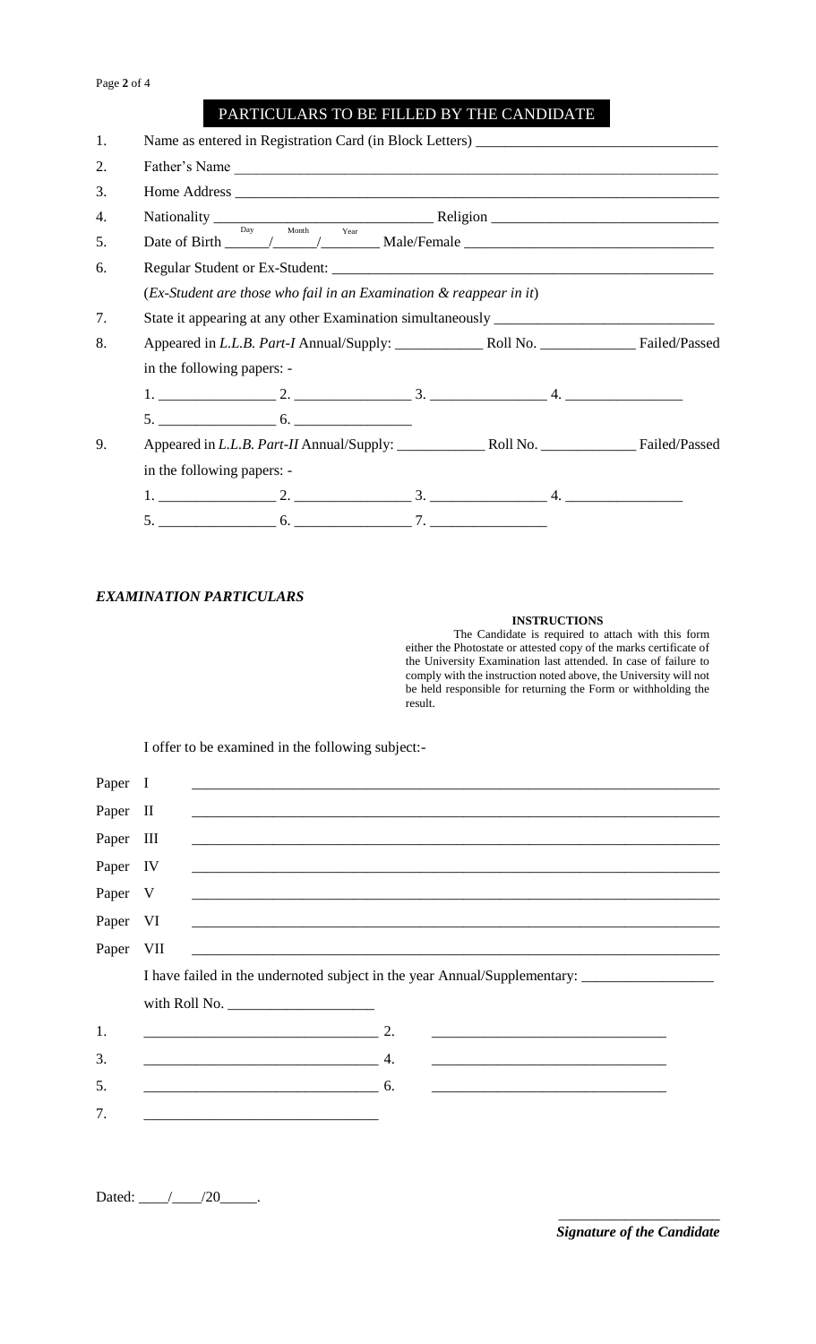## PARTICULARS TO BE FILLED BY THE CANDIDATE

1. Name as entered in Registration Card (in Block Letters) ______________________________
2. Father's Name ______________________________________________________________
3. Home Address ______________________________________________________________
4. Nationality __________________________ Religion ____________________________
5. Date of Birth ______/______/________ (Day / Month / Year) Male/Female ______________________________
6. Regular Student or Ex-Student: ________________________________________________
   (*Ex-Student are those who fail in an Examination & reappear in it*)
7. State it appearing at any other Examination simultaneously ____________________________
8. Appeared in *L.L.B. Part-I* Annual/Supply: ____________ Roll No. ____________ Failed/Passed in the following papers: -
   1. ______________ 2. ______________ 3. ______________ 4. ______________
   5. ______________ 6. ______________
9. Appeared in *L.L.B. Part-II* Annual/Supply: ____________ Roll No. ____________ Failed/Passed in the following papers: -
   1. ______________ 2. ______________ 3. ______________ 4. ______________
   5. ______________ 6. ______________ 7. ______________

### *EXAMINATION PARTICULARS*

**INSTRUCTIONS**

The Candidate is required to attach with this form either the Photostate or attested copy of the marks certificate of the University Examination last attended. In case of failure to comply with the instruction noted above, the University will not be held responsible for returning the Form or withholding the result.

I offer to be examined in the following subject:-

Paper I ____________________________________________________________

Paper II ____________________________________________________________

Paper III ____________________________________________________________

Paper IV ____________________________________________________________

Paper V ____________________________________________________________

Paper VI ____________________________________________________________

Paper VII ____________________________________________________________

I have failed in the undernoted subject in the year Annual/Supplementary: __________________ with Roll No. __________________

1. ____________________________ 2. ____________________________
3. ____________________________ 4. ____________________________
5. ____________________________ 6. ____________________________
7. ____________________________

Dated: ____/____/20_____.

_______________________

***Signature of the Candidate***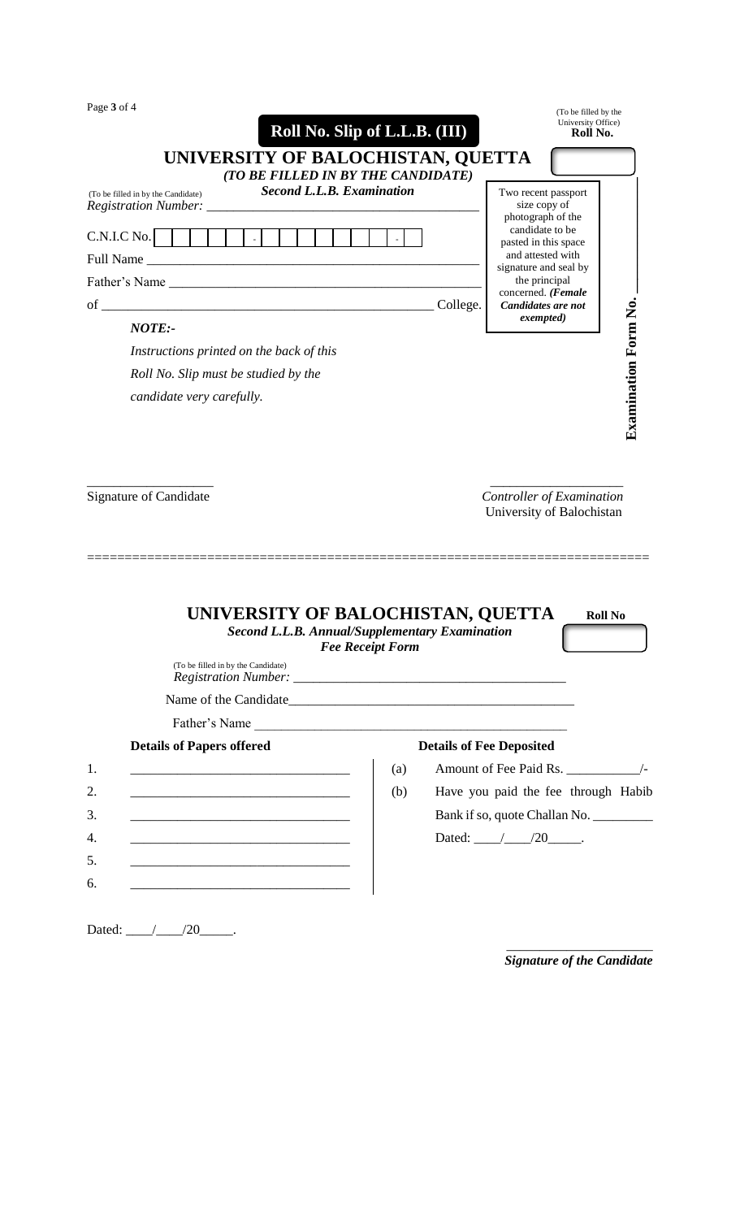(To be filled by the University Office)
**Roll No.**

## Roll No. Slip of L.L.B. (III)

# UNIVERSITY OF BALOCHISTAN, QUETTA

***(TO BE FILLED IN BY THE CANDIDATE)***

***Second L.L.B. Examination***

(To be filled in by the Candidate)
*Registration Number:* ______________________________________

C.N.I.C No. [ ][ ][ ][ ][ ] - [ ][ ][ ][ ][ ][ ][ ] - [ ]

Full Name ______________________________________________

Father's Name ___________________________________________

of ______________________________________________ College.

Two recent passport size copy of photograph of the candidate to be pasted in this space and attested with signature and seal by the principal concerned. ***(Female Candidates are not exempted)***

**Examination Form No.** ______

***NOTE:-***

*Instructions printed on the back of this Roll No. Slip must be studied by the candidate very carefully.*

__________________
Signature of Candidate

__________________
*Controller of Examination*
University of Balochistan

==========================================================================

# UNIVERSITY OF BALOCHISTAN, QUETTA

**Roll No**

***Second L.L.B. Annual/Supplementary Examination***

***Fee Receipt Form***

(To be filled in by the Candidate)
*Registration Number:* ______________________________________

Name of the Candidate________________________________________

Father's Name ______________________________________________

| **Details of Papers offered** | **Details of Fee Deposited** |
|---|---|
| 1. ______________________________ | (a) Amount of Fee Paid Rs. __________/- |
| 2. ______________________________ | (b) Have you paid the fee through Habib Bank if so, quote Challan No. _________ |
| 3. ______________________________ | Dated: ____/____/20_____. |
| 4. ______________________________ | |
| 5. ______________________________ | |
| 6. ______________________________ | |

Dated: ____/____/20_____.

____________________
***Signature of the Candidate***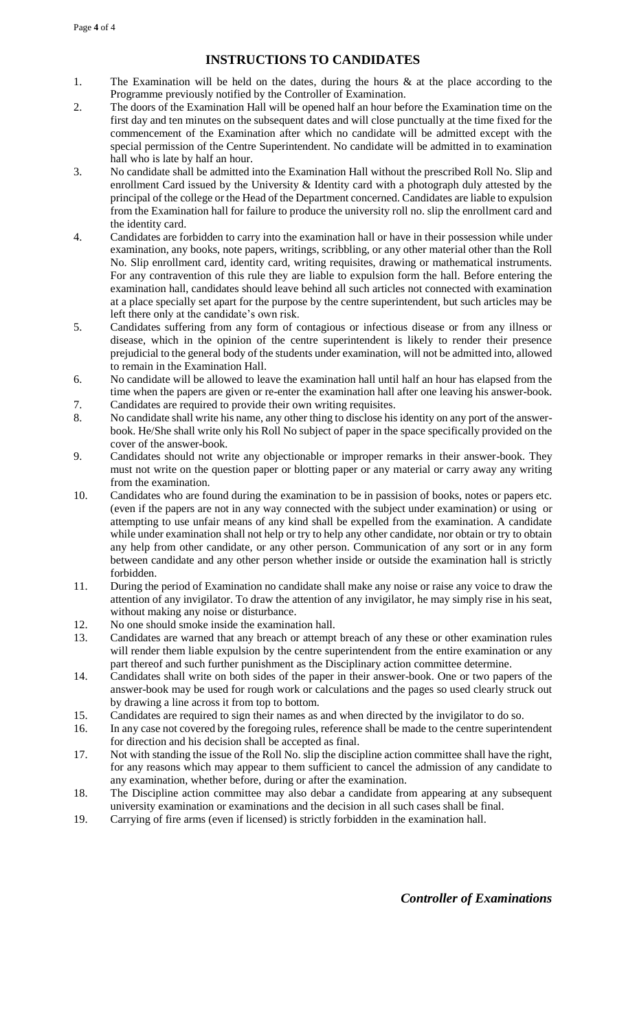# INSTRUCTIONS TO CANDIDATES

1. The Examination will be held on the dates, during the hours & at the place according to the Programme previously notified by the Controller of Examination.
2. The doors of the Examination Hall will be opened half an hour before the Examination time on the first day and ten minutes on the subsequent dates and will close punctually at the time fixed for the commencement of the Examination after which no candidate will be admitted except with the special permission of the Centre Superintendent. No candidate will be admitted in to examination hall who is late by half an hour.
3. No candidate shall be admitted into the Examination Hall without the prescribed Roll No. Slip and enrollment Card issued by the University & Identity card with a photograph duly attested by the principal of the college or the Head of the Department concerned. Candidates are liable to expulsion from the Examination hall for failure to produce the university roll no. slip the enrollment card and the identity card.
4. Candidates are forbidden to carry into the examination hall or have in their possession while under examination, any books, note papers, writings, scribbling, or any other material other than the Roll No. Slip enrollment card, identity card, writing requisites, drawing or mathematical instruments. For any contravention of this rule they are liable to expulsion form the hall. Before entering the examination hall, candidates should leave behind all such articles not connected with examination at a place specially set apart for the purpose by the centre superintendent, but such articles may be left there only at the candidate's own risk.
5. Candidates suffering from any form of contagious or infectious disease or from any illness or disease, which in the opinion of the centre superintendent is likely to render their presence prejudicial to the general body of the students under examination, will not be admitted into, allowed to remain in the Examination Hall.
6. No candidate will be allowed to leave the examination hall until half an hour has elapsed from the time when the papers are given or re-enter the examination hall after one leaving his answer-book.
7. Candidates are required to provide their own writing requisites.
8. No candidate shall write his name, any other thing to disclose his identity on any port of the answer-book. He/She shall write only his Roll No subject of paper in the space specifically provided on the cover of the answer-book.
9. Candidates should not write any objectionable or improper remarks in their answer-book. They must not write on the question paper or blotting paper or any material or carry away any writing from the examination.
10. Candidates who are found during the examination to be in passision of books, notes or papers etc. (even if the papers are not in any way connected with the subject under examination) or using or attempting to use unfair means of any kind shall be expelled from the examination. A candidate while under examination shall not help or try to help any other candidate, nor obtain or try to obtain any help from other candidate, or any other person. Communication of any sort or in any form between candidate and any other person whether inside or outside the examination hall is strictly forbidden.
11. During the period of Examination no candidate shall make any noise or raise any voice to draw the attention of any invigilator. To draw the attention of any invigilator, he may simply rise in his seat, without making any noise or disturbance.
12. No one should smoke inside the examination hall.
13. Candidates are warned that any breach or attempt breach of any these or other examination rules will render them liable expulsion by the centre superintendent from the entire examination or any part thereof and such further punishment as the Disciplinary action committee determine.
14. Candidates shall write on both sides of the paper in their answer-book. One or two papers of the answer-book may be used for rough work or calculations and the pages so used clearly struck out by drawing a line across it from top to bottom.
15. Candidates are required to sign their names as and when directed by the invigilator to do so.
16. In any case not covered by the foregoing rules, reference shall be made to the centre superintendent for direction and his decision shall be accepted as final.
17. Not with standing the issue of the Roll No. slip the discipline action committee shall have the right, for any reasons which may appear to them sufficient to cancel the admission of any candidate to any examination, whether before, during or after the examination.
18. The Discipline action committee may also debar a candidate from appearing at any subsequent university examination or examinations and the decision in all such cases shall be final.
19. Carrying of fire arms (even if licensed) is strictly forbidden in the examination hall.

***Controller of Examinations***